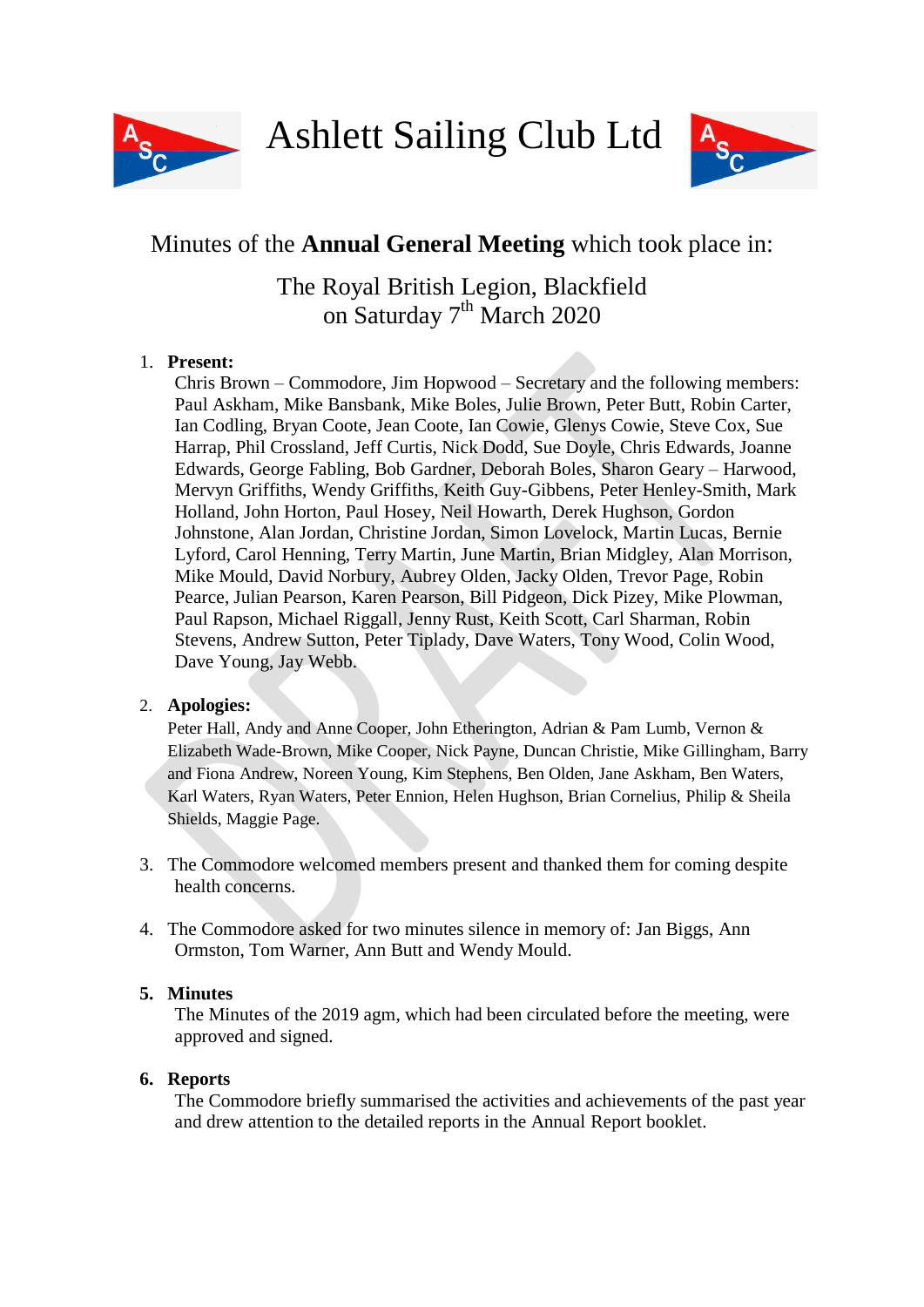# Ashlett Sailing Club Ltd

Minutes of the **Annual General Meeting** which took place in:

The Royal British Legion, Blackfield
on Saturday 7th March 2020

1. **Present:**
   Chris Brown – Commodore, Jim Hopwood – Secretary and the following members: Paul Askham, Mike Bansbank, Mike Boles, Julie Brown, Peter Butt, Robin Carter, Ian Codling, Bryan Coote, Jean Coote, Ian Cowie, Glenys Cowie, Steve Cox, Sue Harrap, Phil Crossland, Jeff Curtis, Nick Dodd, Sue Doyle, Chris Edwards, Joanne Edwards, George Fabling, Bob Gardner, Deborah Boles, Sharon Geary – Harwood, Mervyn Griffiths, Wendy Griffiths, Keith Guy-Gibbens, Peter Henley-Smith, Mark Holland, John Horton, Paul Hosey, Neil Howarth, Derek Hughson, Gordon Johnstone, Alan Jordan, Christine Jordan, Simon Lovelock, Martin Lucas, Bernie Lyford, Carol Henning, Terry Martin, June Martin, Brian Midgley, Alan Morrison, Mike Mould, David Norbury, Aubrey Olden, Jacky Olden, Trevor Page, Robin Pearce, Julian Pearson, Karen Pearson, Bill Pidgeon, Dick Pizey, Mike Plowman, Paul Rapson, Michael Riggall, Jenny Rust, Keith Scott, Carl Sharman, Robin Stevens, Andrew Sutton, Peter Tiplady, Dave Waters, Tony Wood, Colin Wood, Dave Young, Jay Webb.

2. **Apologies:**
   Peter Hall, Andy and Anne Cooper, John Etherington, Adrian & Pam Lumb, Vernon & Elizabeth Wade-Brown, Mike Cooper, Nick Payne, Duncan Christie, Mike Gillingham, Barry and Fiona Andrew, Noreen Young, Kim Stephens, Ben Olden, Jane Askham, Ben Waters, Karl Waters, Ryan Waters, Peter Ennion, Helen Hughson, Brian Cornelius, Philip & Sheila Shields, Maggie Page.

3. The Commodore welcomed members present and thanked them for coming despite health concerns.

4. The Commodore asked for two minutes silence in memory of: Jan Biggs, Ann Ormston, Tom Warner, Ann Butt and Wendy Mould.

5. **Minutes**
   The Minutes of the 2019 agm, which had been circulated before the meeting, were approved and signed.

6. **Reports**
   The Commodore briefly summarised the activities and achievements of the past year and drew attention to the detailed reports in the Annual Report booklet.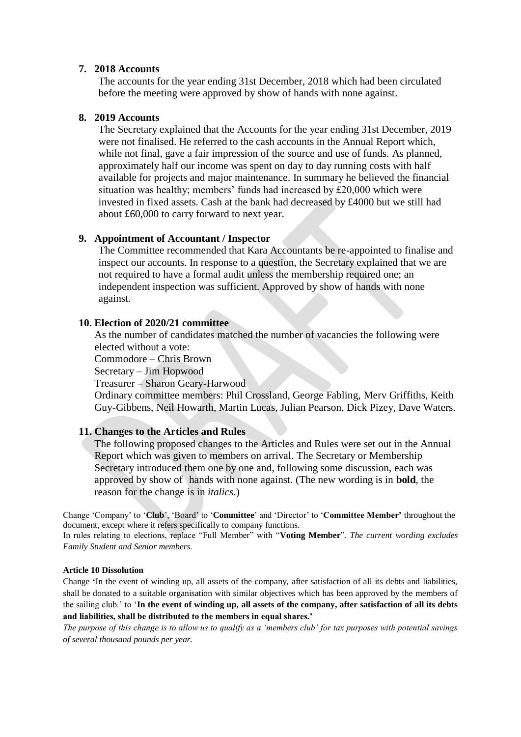## 7. 2018 Accounts

The accounts for the year ending 31st December, 2018 which had been circulated before the meeting were approved by show of hands with none against.

## 8. 2019 Accounts

The Secretary explained that the Accounts for the year ending 31st December, 2019 were not finalised. He referred to the cash accounts in the Annual Report which, while not final, gave a fair impression of the source and use of funds. As planned, approximately half our income was spent on day to day running costs with half available for projects and major maintenance. In summary he believed the financial situation was healthy; members' funds had increased by £20,000 which were invested in fixed assets. Cash at the bank had decreased by £4000 but we still had about £60,000 to carry forward to next year.

## 9. Appointment of Accountant / Inspector

The Committee recommended that Kara Accountants be re-appointed to finalise and inspect our accounts. In response to a question, the Secretary explained that we are not required to have a formal audit unless the membership required one; an independent inspection was sufficient. Approved by show of hands with none against.

## 10. Election of 2020/21 committee

As the number of candidates matched the number of vacancies the following were elected without a vote:

Commodore – Chris Brown
Secretary – Jim Hopwood
Treasurer – Sharon Geary-Harwood
Ordinary committee members: Phil Crossland, George Fabling, Merv Griffiths, Keith Guy-Gibbens, Neil Howarth, Martin Lucas, Julian Pearson, Dick Pizey, Dave Waters.

## 11. Changes to the Articles and Rules

The following proposed changes to the Articles and Rules were set out in the Annual Report which was given to members on arrival. The Secretary or Membership Secretary introduced them one by one and, following some discussion, each was approved by show of hands with none against. (The new wording is in **bold**, the reason for the change is in *italics*.)

Change 'Company' to '**Club**', 'Board' to '**Committee**' and 'Director' to '**Committee Member'** throughout the document, except where it refers specifically to company functions.
In rules relating to elections, replace "Full Member" with "**Voting Member**". *The current wording excludes Family Student and Senior members.*

**Article 10 Dissolution**

Change 'In the event of winding up, all assets of the company, after satisfaction of all its debts and liabilities, shall be donated to a suitable organisation with similar objectives which has been approved by the members of the sailing club.' to '**In the event of winding up, all assets of the company, after satisfaction of all its debts and liabilities, shall be distributed to the members in equal shares.'**

*The purpose of this change is to allow us to qualify as a 'members club' for tax purposes with potential savings of several thousand pounds per year.*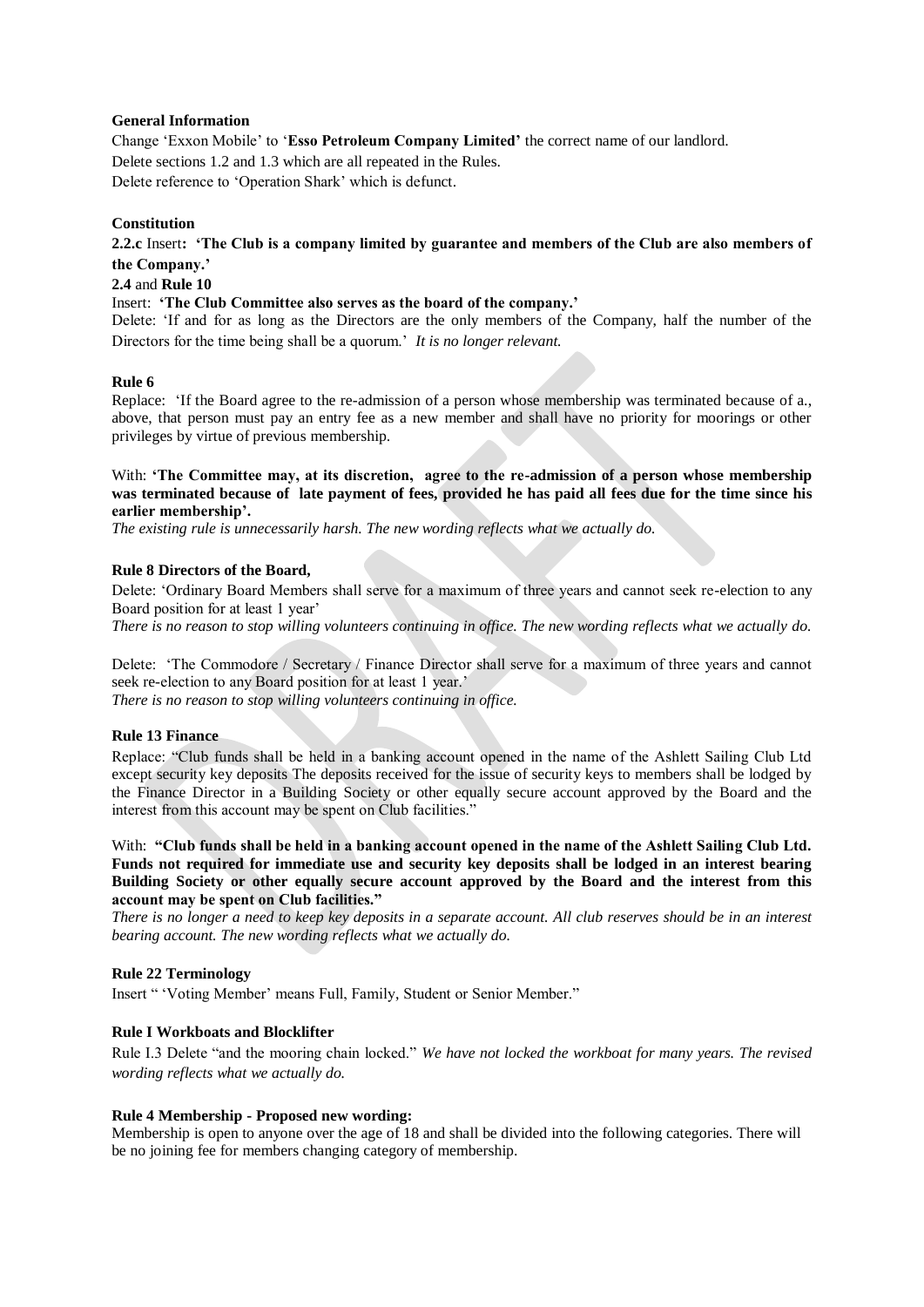**General Information**

Change 'Exxon Mobile' to '**Esso Petroleum Company Limited'** the correct name of our landlord.
Delete sections 1.2 and 1.3 which are all repeated in the Rules.
Delete reference to 'Operation Shark' which is defunct.

**Constitution**

**2.2.c** Insert**: 'The Club is a company limited by guarantee and members of the Club are also members of the Company.'**

**2.4** and **Rule 10**

Insert: **'The Club Committee also serves as the board of the company.'**

Delete: 'If and for as long as the Directors are the only members of the Company, half the number of the Directors for the time being shall be a quorum.' *It is no longer relevant.*

**Rule 6**

Replace: 'If the Board agree to the re-admission of a person whose membership was terminated because of a., above, that person must pay an entry fee as a new member and shall have no priority for moorings or other privileges by virtue of previous membership.

With: **'The Committee may, at its discretion, agree to the re-admission of a person whose membership was terminated because of late payment of fees, provided he has paid all fees due for the time since his earlier membership'.**

*The existing rule is unnecessarily harsh. The new wording reflects what we actually do.*

**Rule 8 Directors of the Board,**

Delete: 'Ordinary Board Members shall serve for a maximum of three years and cannot seek re-election to any Board position for at least 1 year'

*There is no reason to stop willing volunteers continuing in office. The new wording reflects what we actually do.*

Delete: 'The Commodore / Secretary / Finance Director shall serve for a maximum of three years and cannot seek re-election to any Board position for at least 1 year.'

*There is no reason to stop willing volunteers continuing in office.*

**Rule 13 Finance**

Replace: "Club funds shall be held in a banking account opened in the name of the Ashlett Sailing Club Ltd except security key deposits The deposits received for the issue of security keys to members shall be lodged by the Finance Director in a Building Society or other equally secure account approved by the Board and the interest from this account may be spent on Club facilities."

With: **"Club funds shall be held in a banking account opened in the name of the Ashlett Sailing Club Ltd. Funds not required for immediate use and security key deposits shall be lodged in an interest bearing Building Society or other equally secure account approved by the Board and the interest from this account may be spent on Club facilities."**

*There is no longer a need to keep key deposits in a separate account. All club reserves should be in an interest bearing account. The new wording reflects what we actually do.*

**Rule 22 Terminology**

Insert " 'Voting Member' means Full, Family, Student or Senior Member."

**Rule I Workboats and Blocklifter**

Rule I.3 Delete "and the mooring chain locked." *We have not locked the workboat for many years. The revised wording reflects what we actually do.*

**Rule 4 Membership - Proposed new wording:**

Membership is open to anyone over the age of 18 and shall be divided into the following categories. There will be no joining fee for members changing category of membership.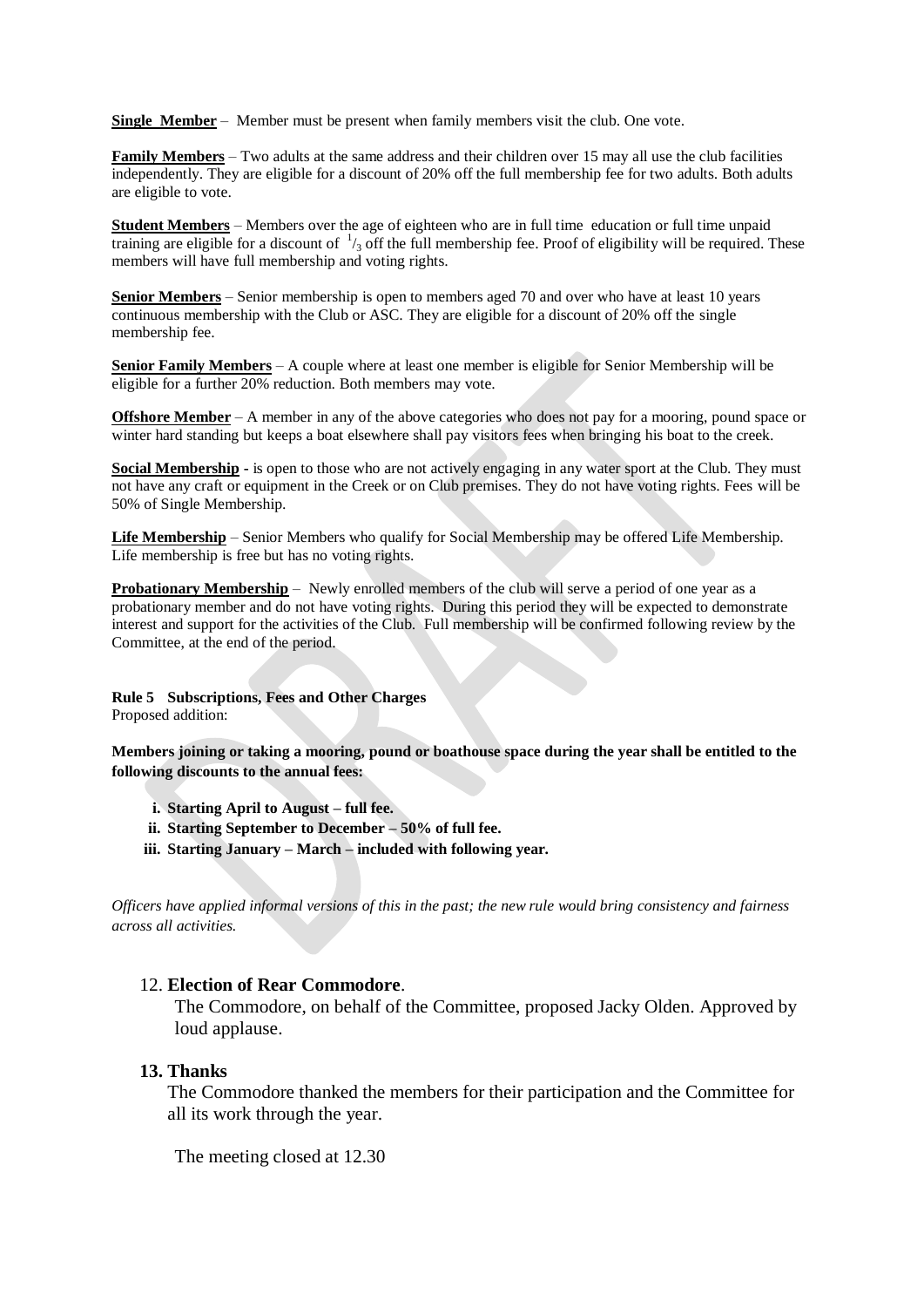**<u>Single Member</u>** – Member must be present when family members visit the club. One vote.

**<u>Family Members</u>** – Two adults at the same address and their children over 15 may all use the club facilities independently. They are eligible for a discount of 20% off the full membership fee for two adults. Both adults are eligible to vote.

**<u>Student Members</u>** – Members over the age of eighteen who are in full time education or full time unpaid training are eligible for a discount of $^{1}/_{3}$ off the full membership fee. Proof of eligibility will be required. These members will have full membership and voting rights.

**<u>Senior Members</u>** – Senior membership is open to members aged 70 and over who have at least 10 years continuous membership with the Club or ASC. They are eligible for a discount of 20% off the single membership fee.

**<u>Senior Family Members</u>** – A couple where at least one member is eligible for Senior Membership will be eligible for a further 20% reduction. Both members may vote.

**<u>Offshore Member</u>** – A member in any of the above categories who does not pay for a mooring, pound space or winter hard standing but keeps a boat elsewhere shall pay visitors fees when bringing his boat to the creek.

**<u>Social Membership</u>** - is open to those who are not actively engaging in any water sport at the Club. They must not have any craft or equipment in the Creek or on Club premises. They do not have voting rights. Fees will be 50% of Single Membership.

**<u>Life Membership</u>** – Senior Members who qualify for Social Membership may be offered Life Membership. Life membership is free but has no voting rights.

**<u>Probationary Membership</u>** – Newly enrolled members of the club will serve a period of one year as a probationary member and do not have voting rights. During this period they will be expected to demonstrate interest and support for the activities of the Club. Full membership will be confirmed following review by the Committee, at the end of the period.

**Rule 5 Subscriptions, Fees and Other Charges**
Proposed addition:

**Members joining or taking a mooring, pound or boathouse space during the year shall be entitled to the following discounts to the annual fees:**

i. **Starting April to August – full fee.**
ii. **Starting September to December – 50% of full fee.**
iii. **Starting January – March – included with following year.**

*Officers have applied informal versions of this in the past; the new rule would bring consistency and fairness across all activities.*

12. **Election of Rear Commodore**.
The Commodore, on behalf of the Committee, proposed Jacky Olden. Approved by loud applause.

**13. Thanks**
The Commodore thanked the members for their participation and the Committee for all its work through the year.

The meeting closed at 12.30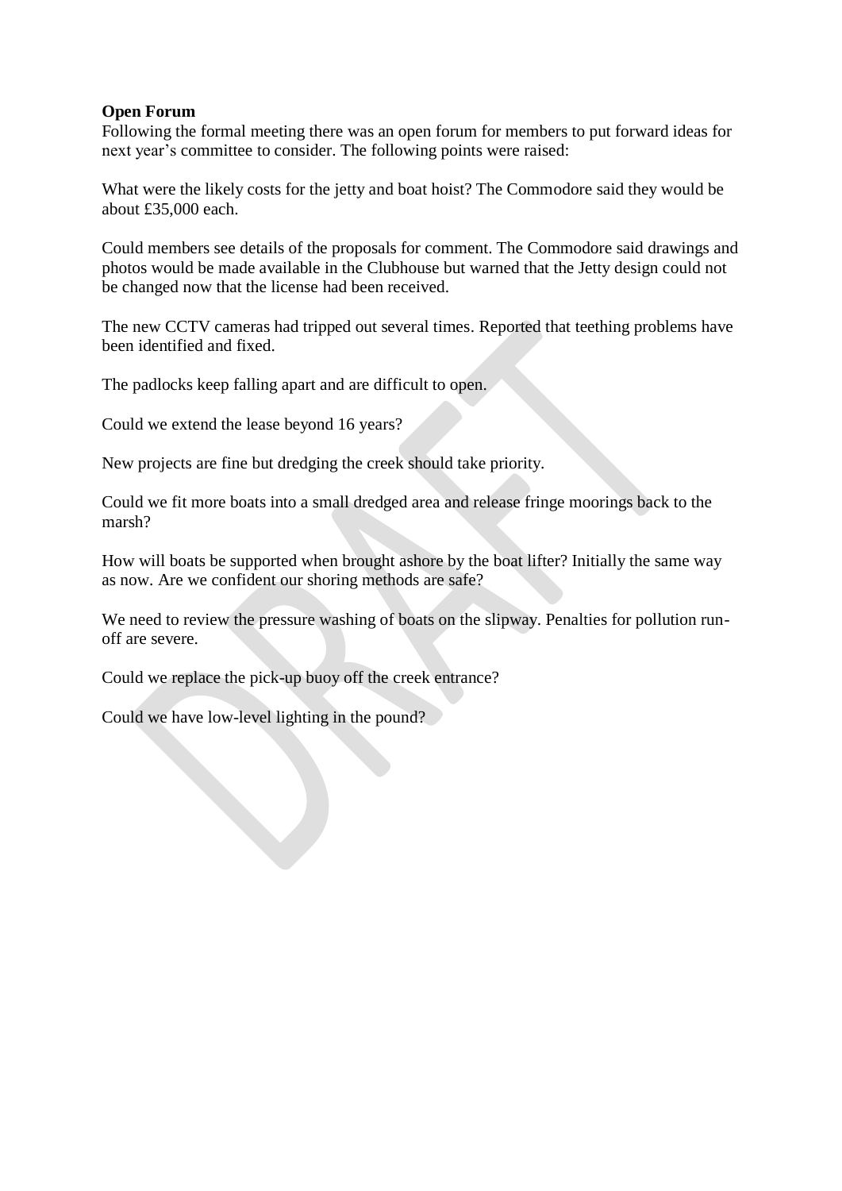**Open Forum**

Following the formal meeting there was an open forum for members to put forward ideas for next year's committee to consider. The following points were raised:

What were the likely costs for the jetty and boat hoist? The Commodore said they would be about £35,000 each.

Could members see details of the proposals for comment. The Commodore said drawings and photos would be made available in the Clubhouse but warned that the Jetty design could not be changed now that the license had been received.

The new CCTV cameras had tripped out several times. Reported that teething problems have been identified and fixed.

The padlocks keep falling apart and are difficult to open.

Could we extend the lease beyond 16 years?

New projects are fine but dredging the creek should take priority.

Could we fit more boats into a small dredged area and release fringe moorings back to the marsh?

How will boats be supported when brought ashore by the boat lifter? Initially the same way as now. Are we confident our shoring methods are safe?

We need to review the pressure washing of boats on the slipway. Penalties for pollution run-off are severe.

Could we replace the pick-up buoy off the creek entrance?

Could we have low-level lighting in the pound?